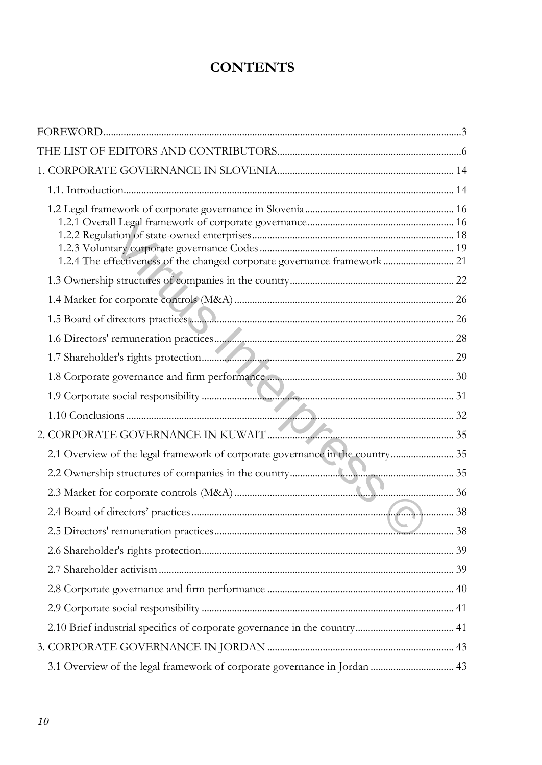# CONTENTS

FOREWORD....3

THE LIST OF EDITORS AND CONTRIBUTORS....6

1. CORPORATE GOVERNANCE IN SLOVENIA.... 14

- 1.1. Introduction.... 14
- 1.2 Legal framework of corporate governance in Slovenia.... 16
  - 1.2.1 Overall Legal framework of corporate governance.... 16
  - 1.2.2 Regulation of state-owned enterprises.... 18
  - 1.2.3 Voluntary corporate governance Codes.... 19
  - 1.2.4 The effectiveness of the changed corporate governance framework.... 21
- 1.3 Ownership structures of companies in the country.... 22
- 1.4 Market for corporate controls (M&A).... 26
- 1.5 Board of directors practices.... 26
- 1.6 Directors' remuneration practices.... 28
- 1.7 Shareholder's rights protection.... 29
- 1.8 Corporate governance and firm performance.... 30
- 1.9 Corporate social responsibility.... 31
- 1.10 Conclusions.... 32

2. CORPORATE GOVERNANCE IN KUWAIT.... 35

- 2.1 Overview of the legal framework of corporate governance in the country.... 35
- 2.2 Ownership structures of companies in the country.... 35
- 2.3 Market for corporate controls (M&A).... 36
- 2.4 Board of directors' practices.... 38
- 2.5 Directors' remuneration practices.... 38
- 2.6 Shareholder's rights protection.... 39
- 2.7 Shareholder activism.... 39
- 2.8 Corporate governance and firm performance.... 40
- 2.9 Corporate social responsibility.... 41
- 2.10 Brief industrial specifics of corporate governance in the country.... 41

3. CORPORATE GOVERNANCE IN JORDAN.... 43

- 3.1 Overview of the legal framework of corporate governance in Jordan.... 43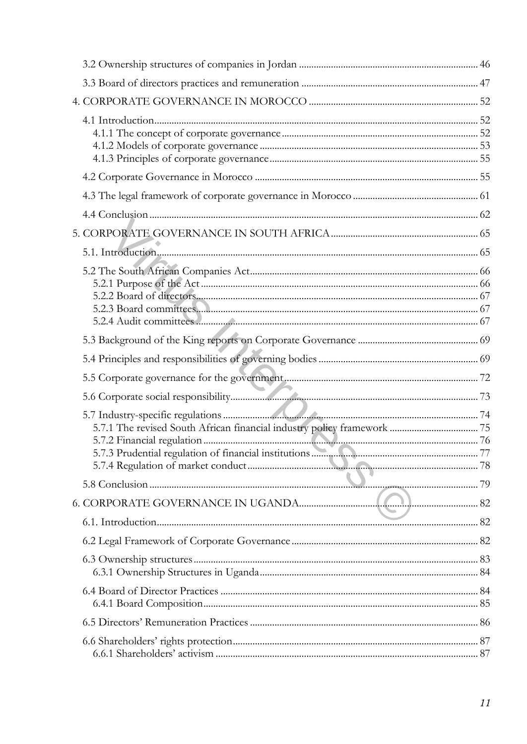3.2 Ownership structures of companies in Jordan ........................................................................ 46

3.3 Board of directors practices and remuneration ....................................................................... 47

4. CORPORATE GOVERNANCE IN MOROCCO .................................................................... 52

4.1 Introduction.................................................................................................................... 52
4.1.1 The concept of corporate governance ............................................................................... 52
4.1.2 Models of corporate governance ....................................................................................... 53
4.1.3 Principles of corporate governance ................................................................................... 55

4.2 Corporate Governance in Morocco .......................................................................................... 55

4.3 The legal framework of corporate governance in Morocco .................................................. 61

4.4 Conclusion ...................................................................................................................... 62

5. CORPORATE GOVERNANCE IN SOUTH AFRICA ............................................................ 65

5.1. Introduction.................................................................................................................... 65

5.2 The South African Companies Act............................................................................................ 66
5.2.1 Purpose of the Act ............................................................................................................... 66
5.2.2 Board of directors.................................................................................................................. 67
5.2.3 Board committees................................................................................................................. 67
5.2.4 Audit committees ................................................................................................................. 67

5.3 Background of the King reports on Corporate Governance ................................................ 69

5.4 Principles and responsibilities of governing bodies ................................................................ 69

5.5 Corporate governance for the government .............................................................................. 72

5.6 Corporate social responsibility.................................................................................................... 73

5.7 Industry-specific regulations ....................................................................................................... 74
5.7.1 The revised South African financial industry policy framework .................................... 75
5.7.2 Financial regulation ............................................................................................................... 76
5.7.3 Prudential regulation of financial institutions .................................................................... 77
5.7.4 Regulation of market conduct ............................................................................................. 78

5.8 Conclusion .................................................................................................................................... 79

6. CORPORATE GOVERNANCE IN UGANDA.......................................................................... 82

6.1. Introduction................................................................................................................................. 82

6.2 Legal Framework of Corporate Governance ........................................................................... 82

6.3 Ownership structures .................................................................................................................. 83
6.3.1 Ownership Structures in Uganda ........................................................................................ 84

6.4 Board of Director Practices ....................................................................................................... 84
6.4.1 Board Composition.............................................................................................................. 85

6.5 Directors' Remuneration Practices ............................................................................................ 86

6.6 Shareholders' rights protection.................................................................................................. 87
6.6.1 Shareholders' activism ......................................................................................................... 87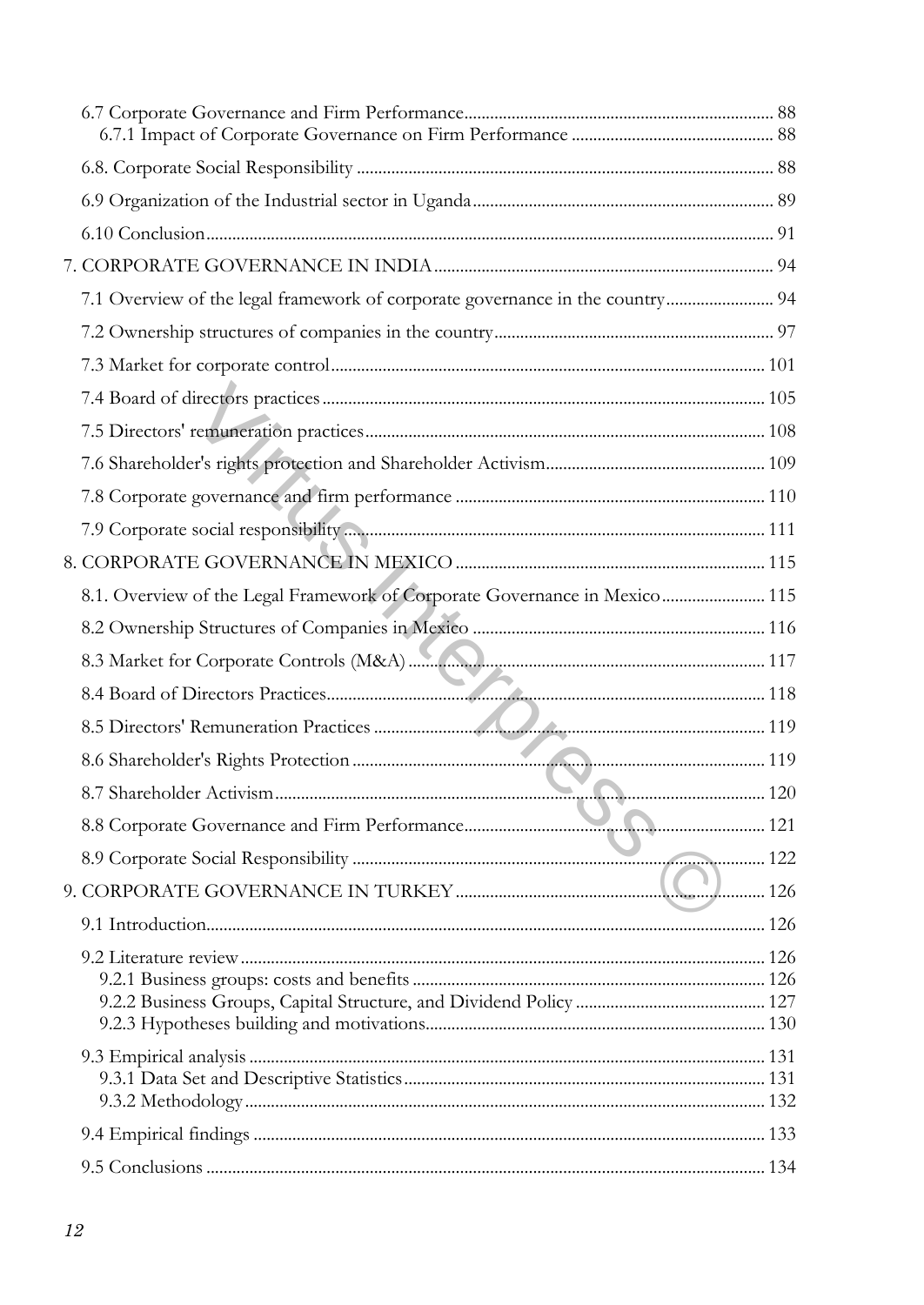6.7 Corporate Governance and Firm Performance ... 88
 6.7.1 Impact of Corporate Governance on Firm Performance ... 88

6.8. Corporate Social Responsibility ... 88

6.9 Organization of the Industrial sector in Uganda ... 89

6.10 Conclusion ... 91

7. CORPORATE GOVERNANCE IN INDIA ... 94

7.1 Overview of the legal framework of corporate governance in the country ... 94

7.2 Ownership structures of companies in the country ... 97

7.3 Market for corporate control ... 101

7.4 Board of directors practices ... 105

7.5 Directors' remuneration practices ... 108

7.6 Shareholder's rights protection and Shareholder Activism ... 109

7.8 Corporate governance and firm performance ... 110

7.9 Corporate social responsibility ... 111

8. CORPORATE GOVERNANCE IN MEXICO ... 115

8.1. Overview of the Legal Framework of Corporate Governance in Mexico ... 115

8.2 Ownership Structures of Companies in Mexico ... 116

8.3 Market for Corporate Controls (M&A) ... 117

8.4 Board of Directors Practices ... 118

8.5 Directors' Remuneration Practices ... 119

8.6 Shareholder's Rights Protection ... 119

8.7 Shareholder Activism ... 120

8.8 Corporate Governance and Firm Performance ... 121

8.9 Corporate Social Responsibility ... 122

9. CORPORATE GOVERNANCE IN TURKEY ... 126

9.1 Introduction ... 126

9.2 Literature review ... 126
 9.2.1 Business groups: costs and benefits ... 126
 9.2.2 Business Groups, Capital Structure, and Dividend Policy ... 127
 9.2.3 Hypotheses building and motivations ... 130

9.3 Empirical analysis ... 131
 9.3.1 Data Set and Descriptive Statistics ... 131
 9.3.2 Methodology ... 132

9.4 Empirical findings ... 133

9.5 Conclusions ... 134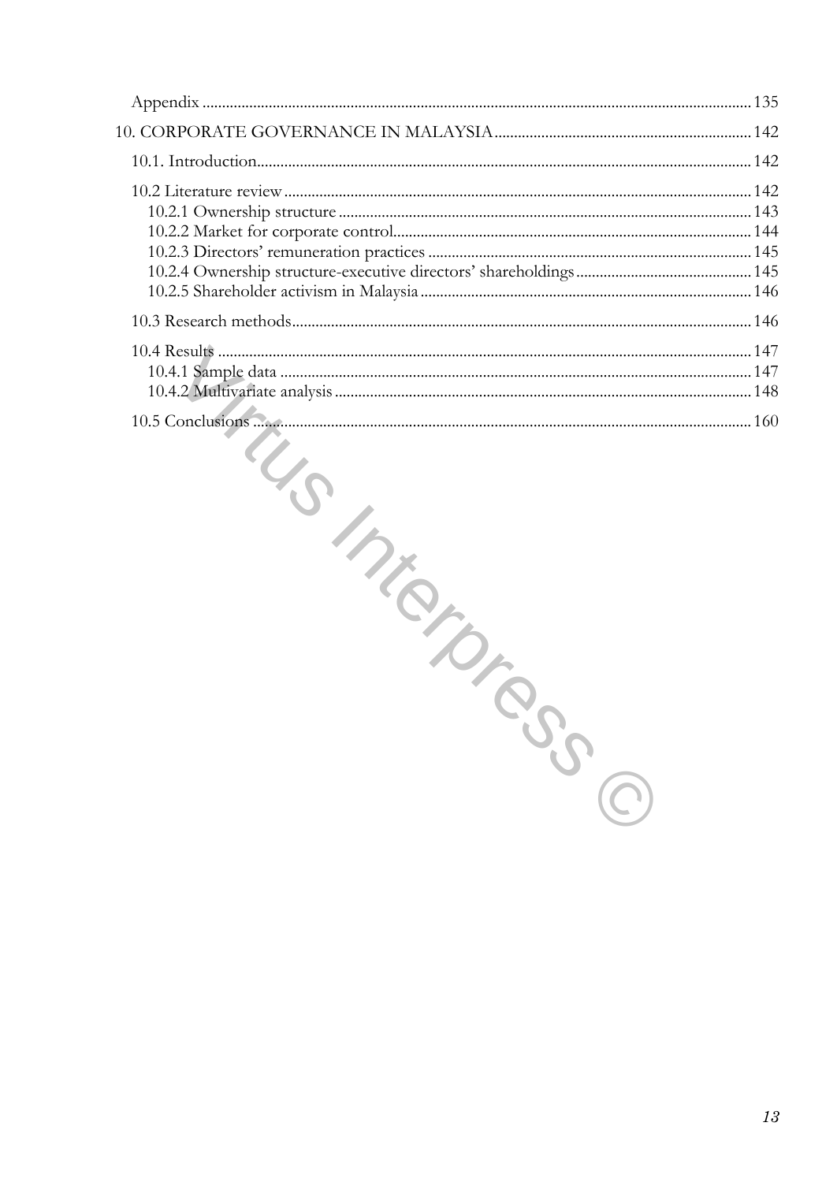Appendix ........................................................................................................................................ 135

10. CORPORATE GOVERNANCE IN MALAYSIA ................................................................. 142

10.1. Introduction............................................................................................................................. 142

10.2 Literature review ...................................................................................................................... 142
- 10.2.1 Ownership structure ........................................................................................................ 143
- 10.2.2 Market for corporate control.......................................................................................... 144
- 10.2.3 Directors' remuneration practices ................................................................................. 145
- 10.2.4 Ownership structure-executive directors' shareholdings............................................ 145
- 10.2.5 Shareholder activism in Malaysia.................................................................................... 146

10.3 Research methods.................................................................................................................... 146

10.4 Results ....................................................................................................................................... 147
- 10.4.1 Sample data ....................................................................................................................... 147
- 10.4.2 Multivariate analysis .......................................................................................................... 148

10.5 Conclusions .............................................................................................................................. 160